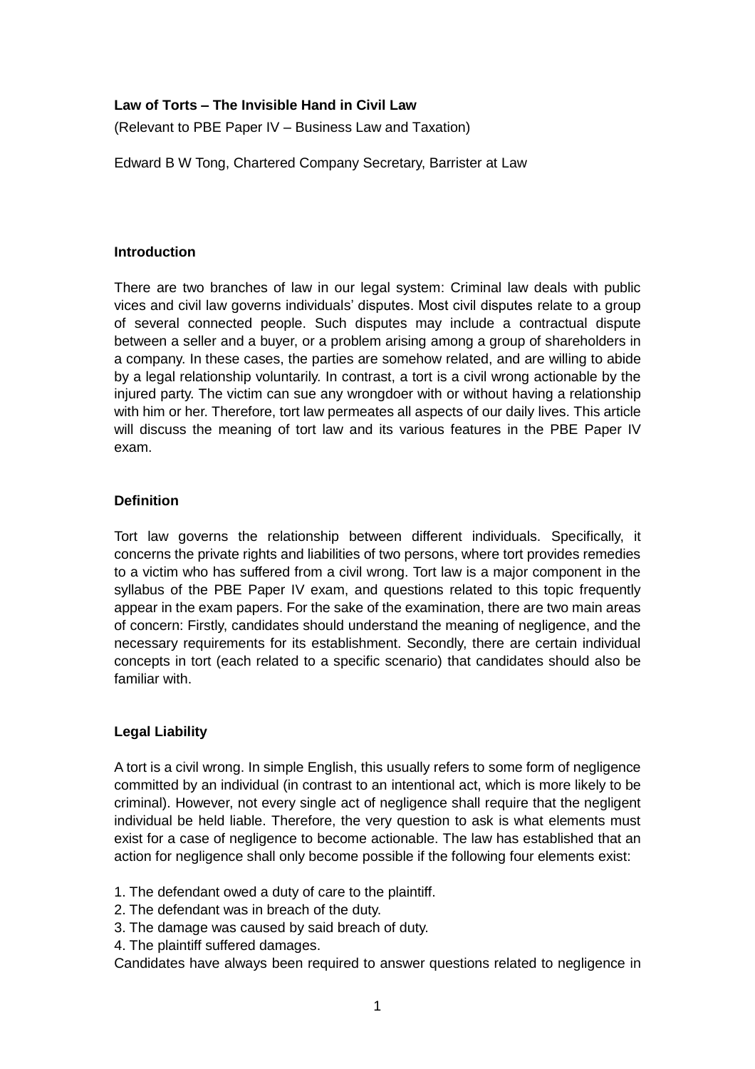**Law of Torts – The Invisible Hand in Civil Law**

(Relevant to PBE Paper IV – Business Law and Taxation)

Edward B W Tong, Chartered Company Secretary, Barrister at Law

## Introduction

There are two branches of law in our legal system: Criminal law deals with public vices and civil law governs individuals' disputes. Most civil disputes relate to a group of several connected people. Such disputes may include a contractual dispute between a seller and a buyer, or a problem arising among a group of shareholders in a company. In these cases, the parties are somehow related, and are willing to abide by a legal relationship voluntarily. In contrast, a tort is a civil wrong actionable by the injured party. The victim can sue any wrongdoer with or without having a relationship with him or her. Therefore, tort law permeates all aspects of our daily lives. This article will discuss the meaning of tort law and its various features in the PBE Paper IV exam.

## Definition

Tort law governs the relationship between different individuals. Specifically, it concerns the private rights and liabilities of two persons, where tort provides remedies to a victim who has suffered from a civil wrong. Tort law is a major component in the syllabus of the PBE Paper IV exam, and questions related to this topic frequently appear in the exam papers. For the sake of the examination, there are two main areas of concern: Firstly, candidates should understand the meaning of negligence, and the necessary requirements for its establishment. Secondly, there are certain individual concepts in tort (each related to a specific scenario) that candidates should also be familiar with.

## Legal Liability

A tort is a civil wrong. In simple English, this usually refers to some form of negligence committed by an individual (in contrast to an intentional act, which is more likely to be criminal). However, not every single act of negligence shall require that the negligent individual be held liable. Therefore, the very question to ask is what elements must exist for a case of negligence to become actionable. The law has established that an action for negligence shall only become possible if the following four elements exist:

1. The defendant owed a duty of care to the plaintiff.
2. The defendant was in breach of the duty.
3. The damage was caused by said breach of duty.
4. The plaintiff suffered damages.

Candidates have always been required to answer questions related to negligence in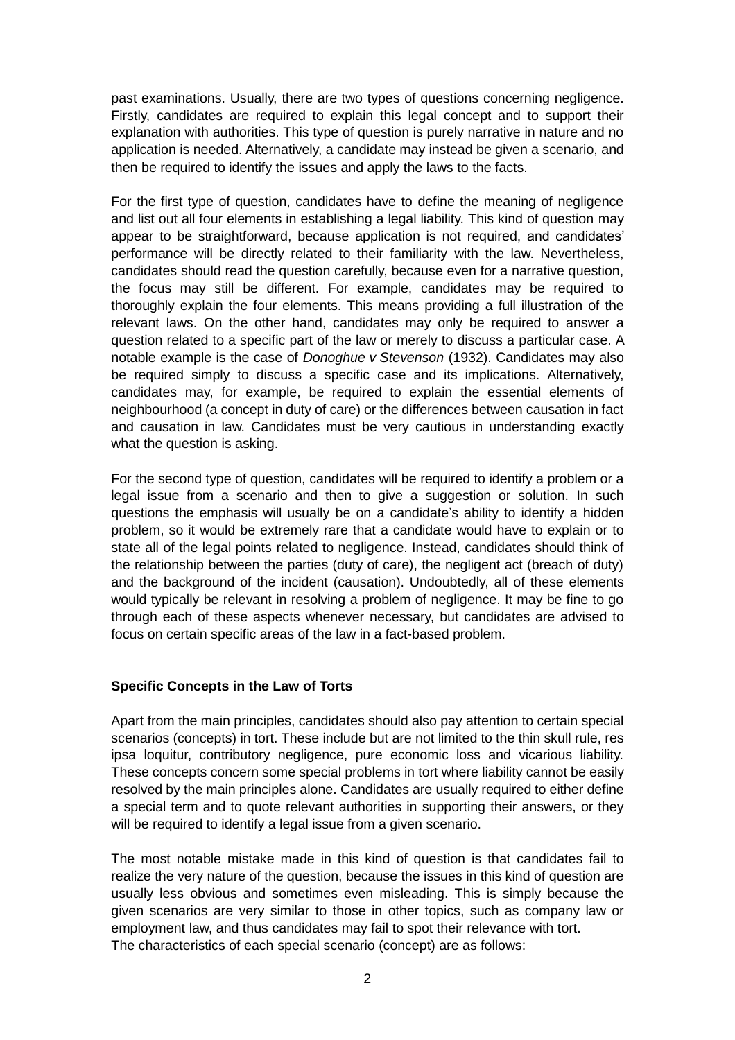past examinations. Usually, there are two types of questions concerning negligence. Firstly, candidates are required to explain this legal concept and to support their explanation with authorities. This type of question is purely narrative in nature and no application is needed. Alternatively, a candidate may instead be given a scenario, and then be required to identify the issues and apply the laws to the facts.

For the first type of question, candidates have to define the meaning of negligence and list out all four elements in establishing a legal liability. This kind of question may appear to be straightforward, because application is not required, and candidates' performance will be directly related to their familiarity with the law. Nevertheless, candidates should read the question carefully, because even for a narrative question, the focus may still be different. For example, candidates may be required to thoroughly explain the four elements. This means providing a full illustration of the relevant laws. On the other hand, candidates may only be required to answer a question related to a specific part of the law or merely to discuss a particular case. A notable example is the case of *Donoghue v Stevenson* (1932). Candidates may also be required simply to discuss a specific case and its implications. Alternatively, candidates may, for example, be required to explain the essential elements of neighbourhood (a concept in duty of care) or the differences between causation in fact and causation in law. Candidates must be very cautious in understanding exactly what the question is asking.

For the second type of question, candidates will be required to identify a problem or a legal issue from a scenario and then to give a suggestion or solution. In such questions the emphasis will usually be on a candidate's ability to identify a hidden problem, so it would be extremely rare that a candidate would have to explain or to state all of the legal points related to negligence. Instead, candidates should think of the relationship between the parties (duty of care), the negligent act (breach of duty) and the background of the incident (causation). Undoubtedly, all of these elements would typically be relevant in resolving a problem of negligence. It may be fine to go through each of these aspects whenever necessary, but candidates are advised to focus on certain specific areas of the law in a fact-based problem.

**Specific Concepts in the Law of Torts**

Apart from the main principles, candidates should also pay attention to certain special scenarios (concepts) in tort. These include but are not limited to the thin skull rule, res ipsa loquitur, contributory negligence, pure economic loss and vicarious liability. These concepts concern some special problems in tort where liability cannot be easily resolved by the main principles alone. Candidates are usually required to either define a special term and to quote relevant authorities in supporting their answers, or they will be required to identify a legal issue from a given scenario.

The most notable mistake made in this kind of question is that candidates fail to realize the very nature of the question, because the issues in this kind of question are usually less obvious and sometimes even misleading. This is simply because the given scenarios are very similar to those in other topics, such as company law or employment law, and thus candidates may fail to spot their relevance with tort.
The characteristics of each special scenario (concept) are as follows: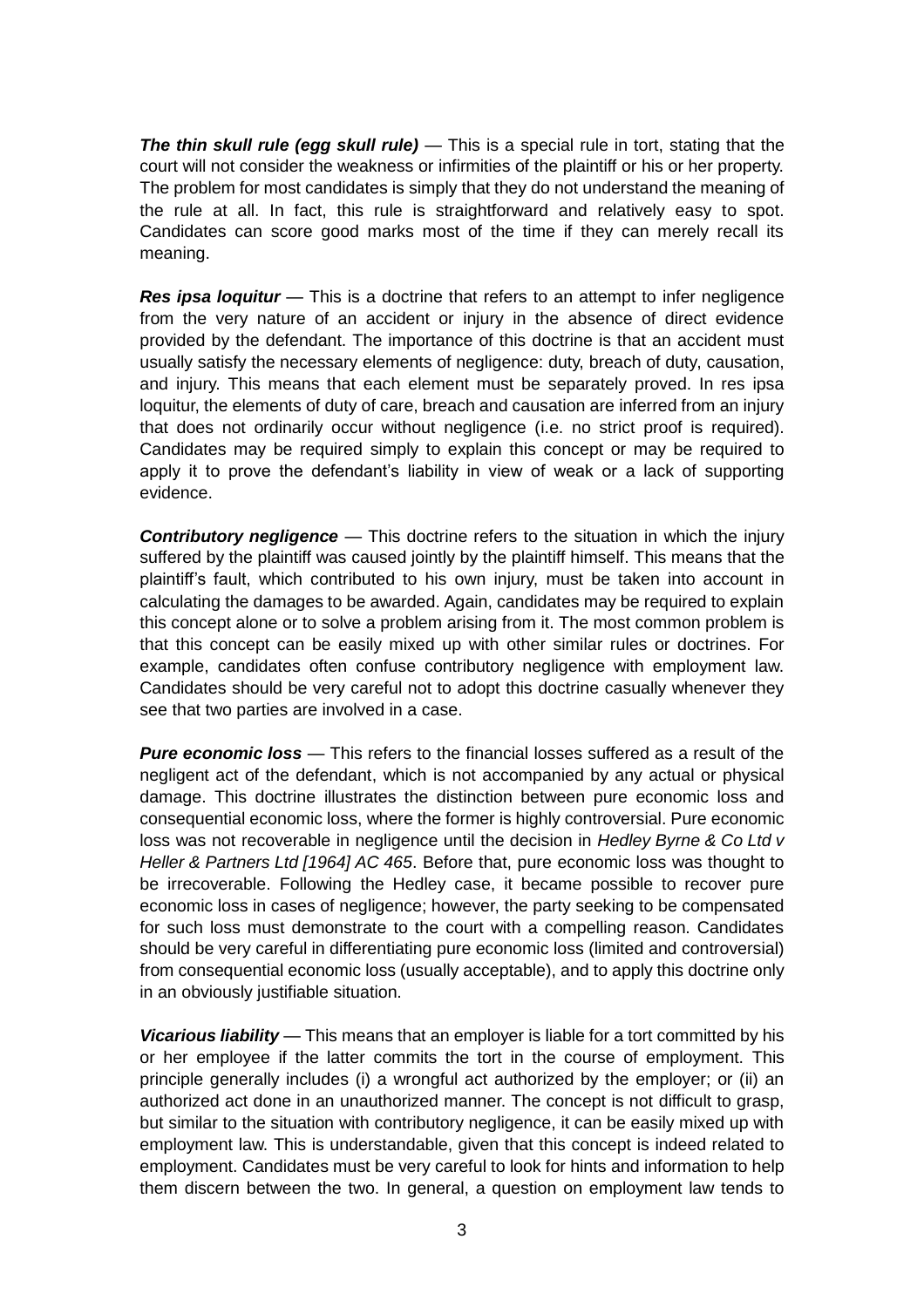***The thin skull rule (egg skull rule)*** — This is a special rule in tort, stating that the court will not consider the weakness or infirmities of the plaintiff or his or her property. The problem for most candidates is simply that they do not understand the meaning of the rule at all. In fact, this rule is straightforward and relatively easy to spot. Candidates can score good marks most of the time if they can merely recall its meaning.

***Res ipsa loquitur*** — This is a doctrine that refers to an attempt to infer negligence from the very nature of an accident or injury in the absence of direct evidence provided by the defendant. The importance of this doctrine is that an accident must usually satisfy the necessary elements of negligence: duty, breach of duty, causation, and injury. This means that each element must be separately proved. In res ipsa loquitur, the elements of duty of care, breach and causation are inferred from an injury that does not ordinarily occur without negligence (i.e. no strict proof is required). Candidates may be required simply to explain this concept or may be required to apply it to prove the defendant's liability in view of weak or a lack of supporting evidence.

***Contributory negligence*** — This doctrine refers to the situation in which the injury suffered by the plaintiff was caused jointly by the plaintiff himself. This means that the plaintiff's fault, which contributed to his own injury, must be taken into account in calculating the damages to be awarded. Again, candidates may be required to explain this concept alone or to solve a problem arising from it. The most common problem is that this concept can be easily mixed up with other similar rules or doctrines. For example, candidates often confuse contributory negligence with employment law. Candidates should be very careful not to adopt this doctrine casually whenever they see that two parties are involved in a case.

***Pure economic loss*** — This refers to the financial losses suffered as a result of the negligent act of the defendant, which is not accompanied by any actual or physical damage. This doctrine illustrates the distinction between pure economic loss and consequential economic loss, where the former is highly controversial. Pure economic loss was not recoverable in negligence until the decision in *Hedley Byrne & Co Ltd v Heller & Partners Ltd [1964] AC 465*. Before that, pure economic loss was thought to be irrecoverable. Following the Hedley case, it became possible to recover pure economic loss in cases of negligence; however, the party seeking to be compensated for such loss must demonstrate to the court with a compelling reason. Candidates should be very careful in differentiating pure economic loss (limited and controversial) from consequential economic loss (usually acceptable), and to apply this doctrine only in an obviously justifiable situation.

***Vicarious liability*** — This means that an employer is liable for a tort committed by his or her employee if the latter commits the tort in the course of employment. This principle generally includes (i) a wrongful act authorized by the employer; or (ii) an authorized act done in an unauthorized manner. The concept is not difficult to grasp, but similar to the situation with contributory negligence, it can be easily mixed up with employment law. This is understandable, given that this concept is indeed related to employment. Candidates must be very careful to look for hints and information to help them discern between the two. In general, a question on employment law tends to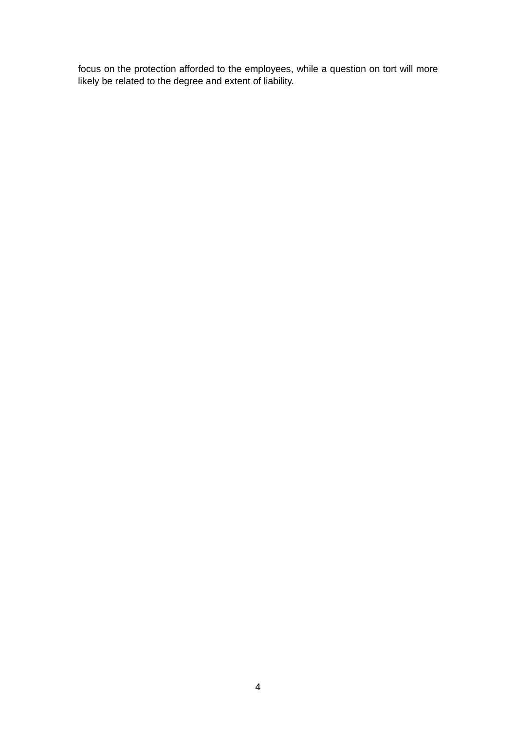focus on the protection afforded to the employees, while a question on tort will more likely be related to the degree and extent of liability.